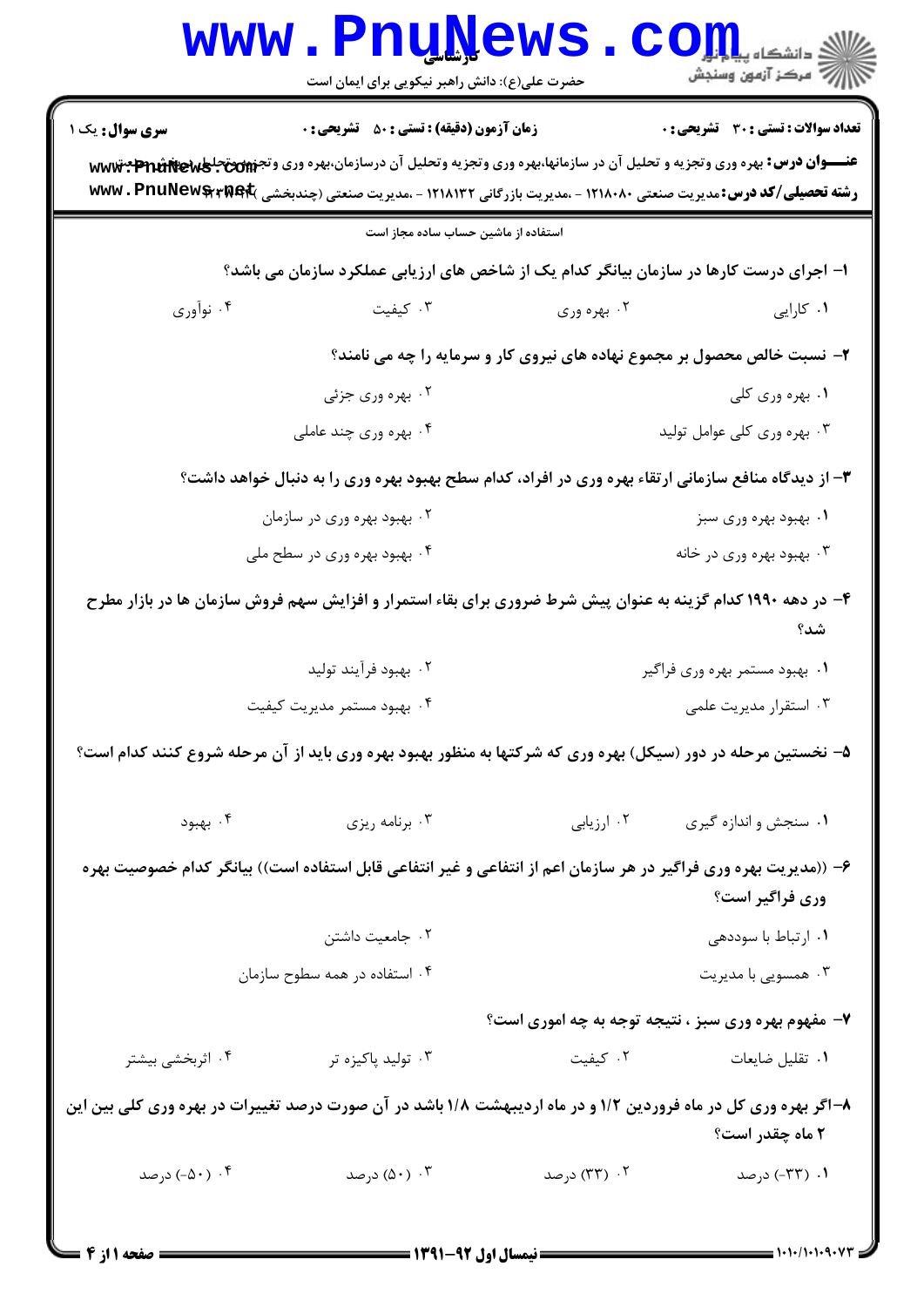**سری سوال:** یک ۱

**زمان آزمون (دقیقه) : تستی : ۵۰ تشریحی : ۰**

**تعداد سوالات : تستی : ۳۰ تشریحی : ۰**

**عنـــوان درس:** بهره وری وتجزیه و تحلیل آن در سازمانها،بهره وری وتجزیه وتحلیل آن درسازمان،بهره وری وتجزیه وتحلیل آن در سازمانها

**رشته تحصیلی/کد درس:** مدیریت صنعتی ۱۲۱۸۰۸۰ - ،مدیریت بازرگانی ۱۲۱۸۱۳۲ - ،مدیریت صنعتی (چندبخشی )

استفاده از ماشین حساب ساده مجاز است

۱- اجرای درست کارها در سازمان بیانگر کدام یک از شاخص های ارزیابی عملکرد سازمان می باشد؟

۱. کارایی
۲. بهره وری
۳. کیفیت
۴. نوآوری

۲- نسبت خالص محصول بر مجموع نهاده های نیروی کار و سرمایه را چه می نامند؟

۱. بهره وری کلی
۲. بهره وری جزئی
۳. بهره وری کلی عوامل تولید
۴. بهره وری چند عاملی

۳- از دیدگاه منافع سازمانی ارتقاء بهره وری در افراد، کدام سطح بهبود بهره وری را به دنبال خواهد داشت؟

۱. بهبود بهره وری سبز
۲. بهبود بهره وری در سازمان
۳. بهبود بهره وری در خانه
۴. بهبود بهره وری در سطح ملی

۴- در دهه ۱۹۹۰ کدام گزینه به عنوان پیش شرط ضروری برای بقاء استمرار و افزایش سهم فروش سازمان ها در بازار مطرح شد؟

۱. بهبود مستمر بهره وری فراگیر
۲. بهبود فرآیند تولید
۳. استقرار مدیریت علمی
۴. بهبود مستمر مدیریت کیفیت

۵- نخستین مرحله در دور (سیکل) بهره وری که شرکتها به منظور بهبود بهره وری باید از آن مرحله شروع کنند کدام است؟

۱. سنجش و اندازه گیری
۲. ارزیابی
۳. برنامه ریزی
۴. بهبود

۶- ((مدیریت بهره وری فراگیر در هر سازمان اعم از انتفاعی و غیر انتفاعی قابل استفاده است)) بیانگر کدام خصوصیت بهره وری فراگیر است؟

۱. ارتباط با سوددهی
۲. جامعیت داشتن
۳. همسویی با مدیریت
۴. استفاده در همه سطوح سازمان

۷- مفهوم بهره وری سبز ، نتیجه توجه به چه اموری است؟

۱. تقلیل ضایعات
۲. کیفیت
۳. تولید پاکیزه تر
۴. اثربخشی بیشتر

۸- اگر بهره وری کل در ماه فروردین ۱/۲ و در ماه اردیبهشت ۱/۸ باشد در آن صورت درصد تغییرات در بهره وری کلی بین این ۲ ماه چقدر است؟

۱. (۳۳-) درصد
۲. (۳۳) درصد
۳. (۵۰) درصد
۴. (۵۰-) درصد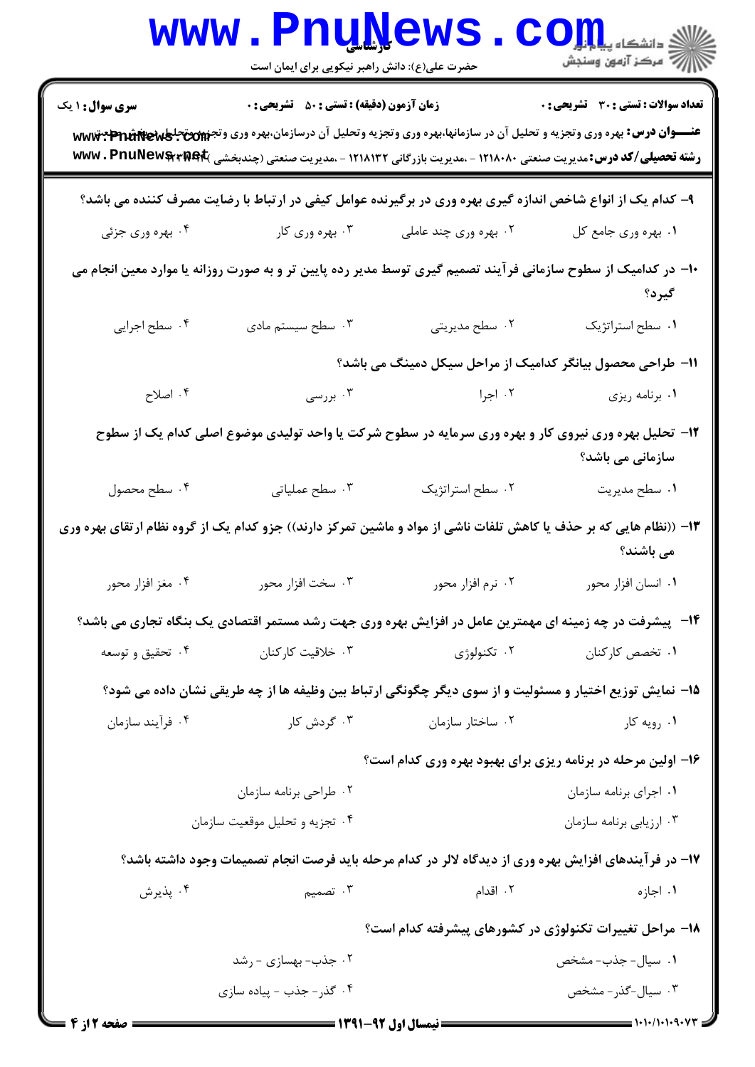**سری سوال:** ۱ یک

**زمان آزمون (دقیقه) : تستی : ۵۰ تشریحی : ۰**

**تعداد سوالات : تستی : ۳۰ تشریحی : ۰**

**عنـــوان درس:** بهره وری وتجزیه و تحلیل آن در سازمانها،بهره وری وتجزیه وتحلیل آن درسازمان،بهره وری وتجزیه وتحلیل آن درسازمان

**رشته تحصیلی/کد درس:** مدیریت صنعتی ۱۲۱۸۰۸۰ - ،مدیریت بازرگانی ۱۲۱۸۱۳۲ - ،مدیریت صنعتی (چندبخشی )

۹- کدام یک از انواع شاخص اندازه گیری بهره وری در برگیرنده عوامل کیفی در ارتباط با رضایت مصرف کننده می باشد؟

۱. بهره وری جامع کل
۲. بهره وری چند عاملی
۳. بهره وری کار
۴. بهره وری جزئی

۱۰- در کدامیک از سطوح سازمانی فرآیند تصمیم گیری توسط مدیر رده پایین تر و به صورت روزانه یا موارد معین انجام می گیرد؟

۱. سطح استراتژیک
۲. سطح مدیریتی
۳. سطح سیستم مادی
۴. سطح اجرایی

۱۱- طراحی محصول بیانگر کدامیک از مراحل سیکل دمینگ می باشد؟

۱. برنامه ریزی
۲. اجرا
۳. بررسی
۴. اصلاح

۱۲- تحلیل بهره وری نیروی کار و بهره وری سرمایه در سطوح شرکت یا واحد تولیدی موضوع اصلی کدام یک از سطوح سازمانی می باشد؟

۱. سطح مدیریت
۲. سطح استراتژیک
۳. سطح عملیاتی
۴. سطح محصول

۱۳- ((نظام هایی که بر حذف یا کاهش تلفات ناشی از مواد و ماشین تمرکز دارند)) جزو کدام یک از گروه نظام ارتقای بهره وری می باشند؟

۱. انسان افزار محور
۲. نرم افزار محور
۳. سخت افزار محور
۴. مغز افزار محور

۱۴- پیشرفت در چه زمینه ای مهمترین عامل در افزایش بهره وری جهت رشد مستمر اقتصادی یک بنگاه تجاری می باشد؟

۱. تخصص کارکنان
۲. تکنولوژی
۳. خلاقیت کارکنان
۴. تحقیق و توسعه

۱۵- نمایش توزیع اختیار و مسئولیت و از سوی دیگر چگونگی ارتباط بین وظیفه ها از چه طریقی نشان داده می شود؟

۱. رویه کار
۲. ساختار سازمان
۳. گردش کار
۴. فرآیند سازمان

۱۶- اولین مرحله در برنامه ریزی برای بهبود بهره وری کدام است؟

۱. اجرای برنامه سازمان
۲. طراحی برنامه سازمان
۳. ارزیابی برنامه سازمان
۴. تجزیه و تحلیل موقعیت سازمان

۱۷- در فرآیندهای افزایش بهره وری از دیدگاه لالر در کدام مرحله باید فرصت انجام تصمیمات وجود داشته باشد؟

۱. اجازه
۲. اقدام
۳. تصمیم
۴. پذیرش

۱۸- مراحل تغییرات تکنولوژی در کشورهای پیشرفته کدام است؟

۱. سیال- جذب- مشخص
۲. جذب- بهسازی - رشد
۳. سیال-گذر- مشخص
۴. گذر- جذب - پیاده سازی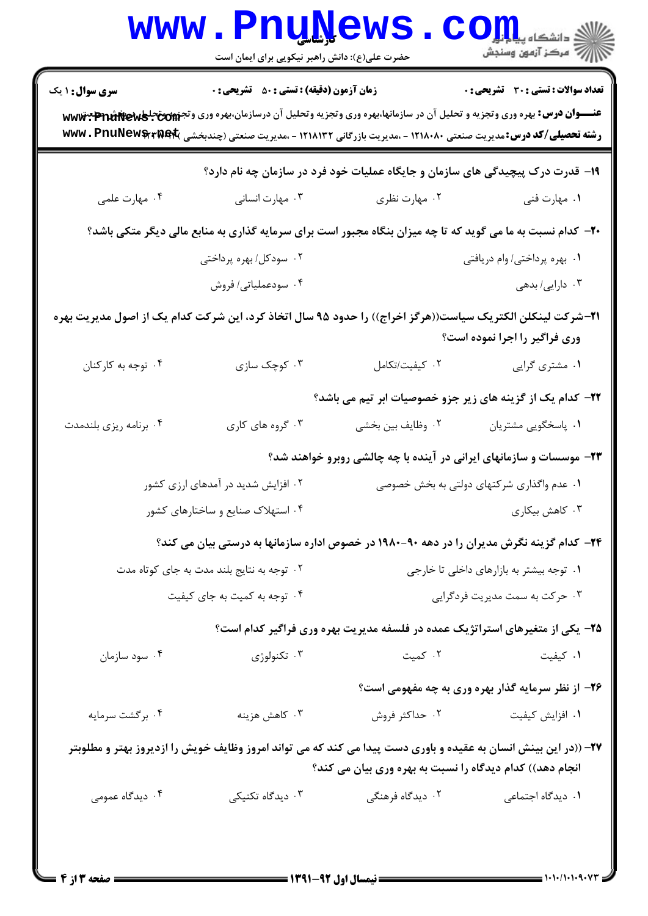**۱۹- قدرت درک پیچیدگی های سازمان و جایگاه عملیات خود فرد در سازمان چه نام دارد؟**

۱. مهارت فنی
۲. مهارت نظری
۳. مهارت انسانی
۴. مهارت علمی

**۲۰- کدام نسبت به ما می گوید که تا چه میزان بنگاه مجبور است برای سرمایه گذاری به منابع مالی دیگر متکی باشد؟**

۱. بهره پرداختی/ وام دریافتی
۲. سودکل/ بهره پرداختی
۳. دارایی/ بدهی
۴. سودعملیاتی/ فروش

**۲۱-شرکت لینکلن الکتریک سیاست((هرگز اخراج)) را حدود ۹۵ سال اتخاذ کرد، این شرکت کدام یک از اصول مدیریت بهره وری فراگیر را اجرا نموده است؟**

۱. مشتری گرایی
۲. کیفیت/تکامل
۳. کوچک سازی
۴. توجه به کارکنان

**۲۲- کدام یک از گزینه های زیر جزو خصوصیات ابر تیم می باشد؟**

۱. پاسخگویی مشتریان
۲. وظایف بین بخشی
۳. گروه های کاری
۴. برنامه ریزی بلندمدت

**۲۳- موسسات و سازمانهای ایرانی در آینده با چه چالشی روبرو خواهند شد؟**

۱. عدم واگذاری شرکتهای دولتی به بخش خصوصی
۲. افزایش شدید در آمدهای ارزی کشور
۳. کاهش بیکاری
۴. استهلاک صنایع و ساختارهای کشور

**۲۴- کدام گزینه نگرش مدیران را در دهه ۹۰-۱۹۸۰ در خصوص اداره سازمانها به درستی بیان می کند؟**

۱. توجه بیشتر به بازارهای داخلی تا خارجی
۲. توجه به نتایج بلند مدت به جای کوتاه مدت
۳. حرکت به سمت مدیریت فردگرایی
۴. توجه به کمیت به جای کیفیت

**۲۵- یکی از متغیرهای استراتژیک عمده در فلسفه مدیریت بهره وری فراگیر کدام است؟**

۱. کیفیت
۲. کمیت
۳. تکنولوژی
۴. سود سازمان

**۲۶- از نظر سرمایه گذار بهره وری به چه مفهومی است؟**

۱. افزایش کیفیت
۲. حداکثر فروش
۳. کاهش هزینه
۴. برگشت سرمایه

**۲۷- ((در این بینش انسان به عقیده و باوری دست پیدا می کند که می تواند امروز وظایف خویش را ازدیروز بهتر و مطلوبتر انجام دهد)) کدام دیدگاه را نسبت به بهره وری بیان می کند؟**

۱. دیدگاه اجتماعی
۲. دیدگاه فرهنگی
۳. دیدگاه تکنیکی
۴. دیدگاه عمومی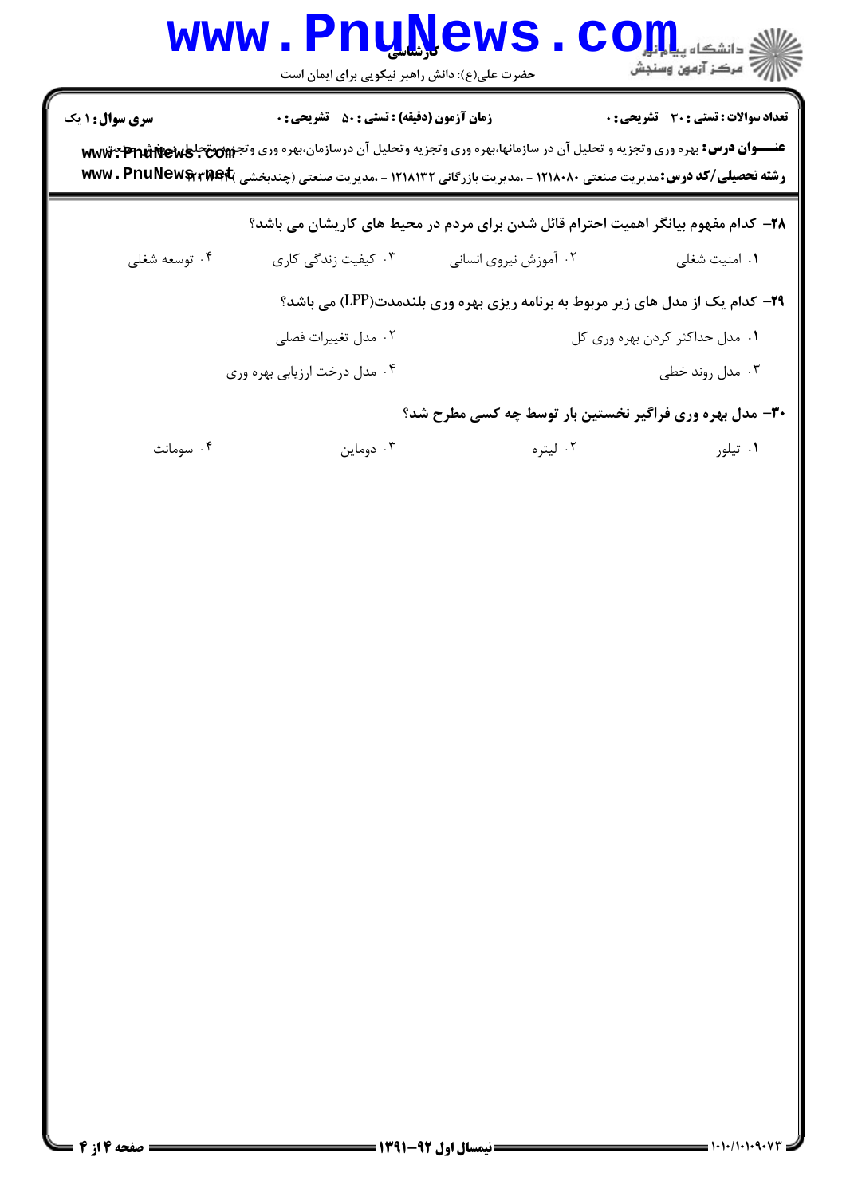**سری سوال:** ۱ یک

**زمان آزمون (دقیقه) : تستی :** ۵۰ **تشریحی :** ۰

**تعداد سوالات : تستی :** ۳۰ **تشریحی :** ۰

**عنـــوان درس:** بهره وری وتجزیه و تحلیل آن در سازمانها،بهره وری وتجزیه وتحلیل آن درسازمان،بهره وری وتجزیه وتحلیل درسازمان

**رشته تحصیلی/کد درس:** مدیریت صنعتی ۱۲۱۸۰۸۰ - ،مدیریت بازرگانی ۱۲۱۸۱۳۲ - ،مدیریت صنعتی (چندبخشی )۱۲۱۸۲۳۱

**۲۸- کدام مفهوم بیانگر اهمیت احترام قائل شدن برای مردم در محیط های کاریشان می باشد؟**

۱. امنیت شغلی

۲. آموزش نیروی انسانی

۳. کیفیت زندگی کاری

۴. توسعه شغلی

**۲۹- کدام یک از مدل های زیر مربوط به برنامه ریزی بهره وری بلندمدت(LPP) می باشد؟**

۱. مدل حداکثر کردن بهره وری کل

۲. مدل تغییرات فصلی

۳. مدل روند خطی

۴. مدل درخت ارزیابی بهره وری

**۳۰- مدل بهره وری فراگیر نخستین بار توسط چه کسی مطرح شد؟**

۱. تیلور

۲. لیتره

۳. دوماین

۴. سومانث